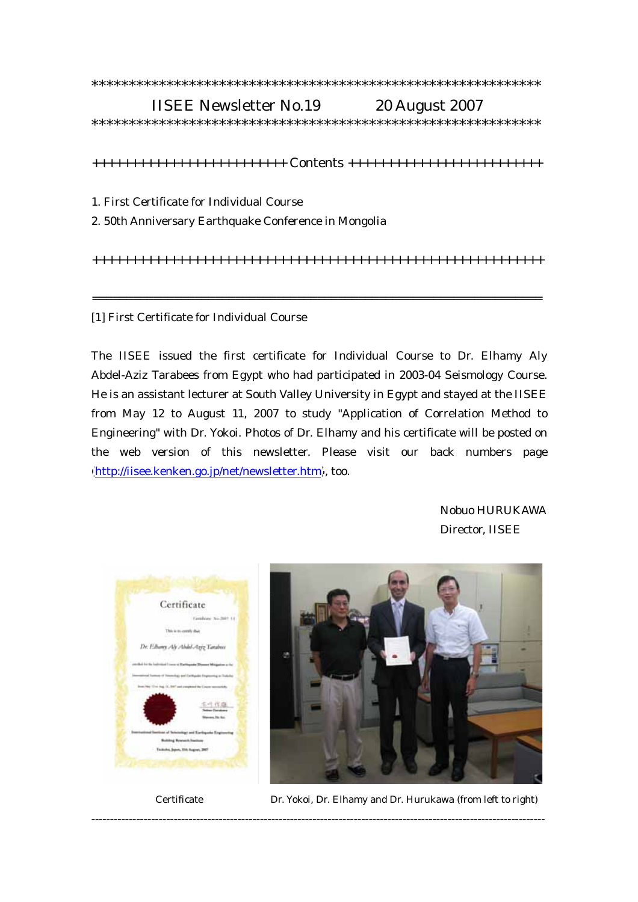*************************************************************

IISEE Newsletter No.19 　　　20 August 2007

*************************************************************

++++++++++++++++++++++++ Contents ++++++++++++++++++++++++

1. First Certificate for Individual Course
2. 50th Anniversary Earthquake Conference in Mongolia

++++++++++++++++++++++++++++++++++++++++++++++++++++++++

---

## [1] First Certificate for Individual Course

The IISEE issued the first certificate for Individual Course to Dr. Elhamy Aly Abdel-Aziz Tarabees from Egypt who had participated in 2003-04 Seismology Course. He is an assistant lecturer at South Valley University in Egypt and stayed at the IISEE from May 12 to August 11, 2007 to study "Application of Correlation Method to Engineering" with Dr. Yokoi. Photos of Dr. Elhamy and his certificate will be posted on the web version of this newsletter. Please visit our back numbers page (http://iisee.kenken.go.jp/net/newsletter.htm), too.

Nobuo HURUKAWA
Director, IISEE

Certificate

Dr. Yokoi, Dr. Elhamy and Dr. Hurukawa (from left to right)

---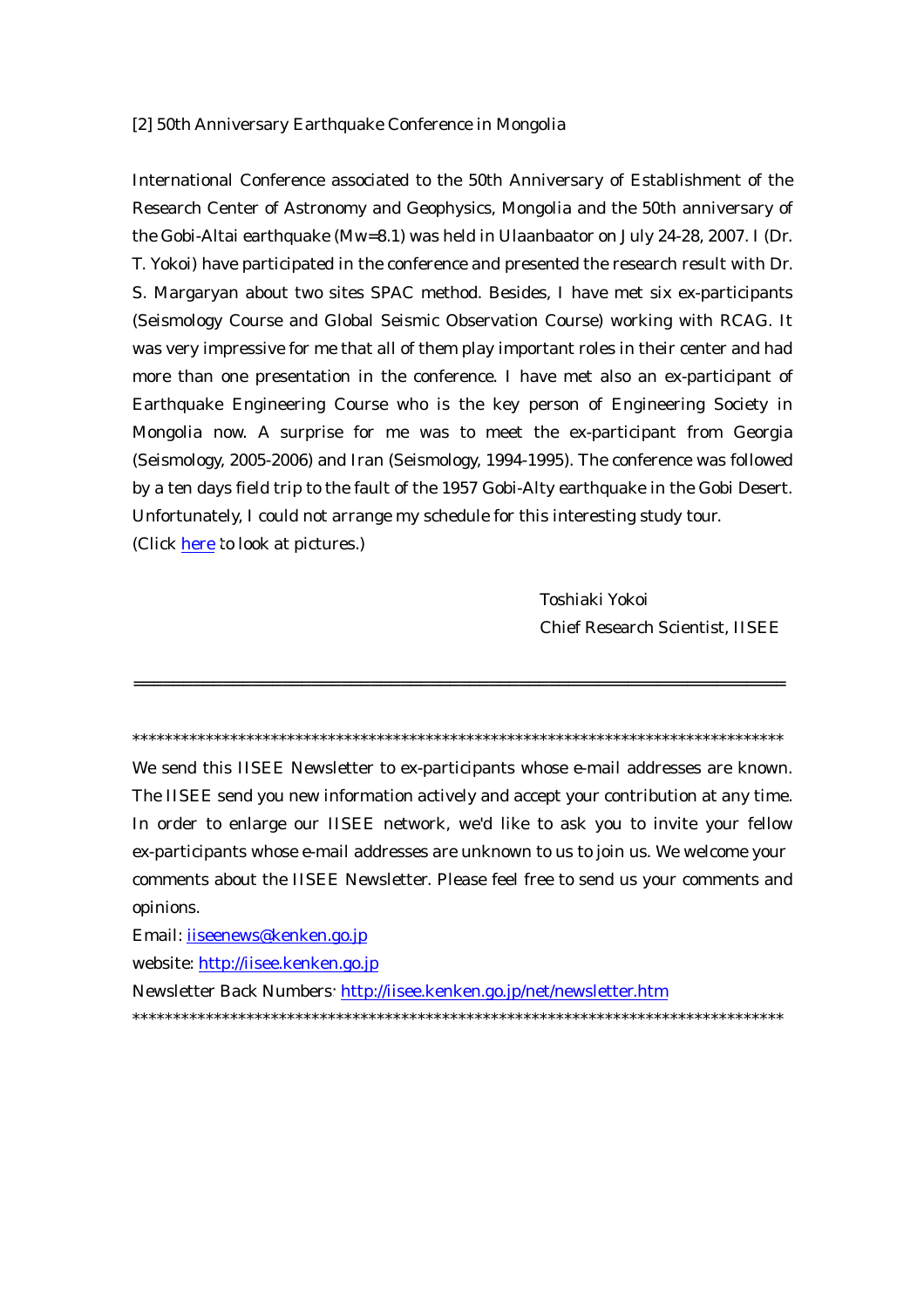## [2] 50th Anniversary Earthquake Conference in Mongolia

International Conference associated to the 50th Anniversary of Establishment of the Research Center of Astronomy and Geophysics, Mongolia and the 50th anniversary of the Gobi-Altai earthquake (Mw=8.1) was held in Ulaanbaator on July 24-28, 2007. I (Dr. T. Yokoi) have participated in the conference and presented the research result with Dr. S. Margaryan about two sites SPAC method. Besides, I have met six ex-participants (Seismology Course and Global Seismic Observation Course) working with RCAG. It was very impressive for me that all of them play important roles in their center and had more than one presentation in the conference. I have met also an ex-participant of Earthquake Engineering Course who is the key person of Engineering Society in Mongolia now. A surprise for me was to meet the ex-participant from Georgia (Seismology, 2005-2006) and Iran (Seismology, 1994-1995). The conference was followed by a ten days field trip to the fault of the 1957 Gobi-Alty earthquake in the Gobi Desert. Unfortunately, I could not arrange my schedule for this interesting study tour.
(Click here to look at pictures.)

Toshiaki Yokoi
Chief Research Scientist, IISEE

---

*************************************************************************************

We send this IISEE Newsletter to ex-participants whose e-mail addresses are known. The IISEE send you new information actively and accept your contribution at any time. In order to enlarge our IISEE network, we'd like to ask you to invite your fellow ex-participants whose e-mail addresses are unknown to us to join us. We welcome your comments about the IISEE Newsletter. Please feel free to send us your comments and opinions.

Email: iiseenews@kenken.go.jp

website: http://iisee.kenken.go.jp

Newsletter Back Numbers: http://iisee.kenken.go.jp/net/newsletter.htm

*************************************************************************************